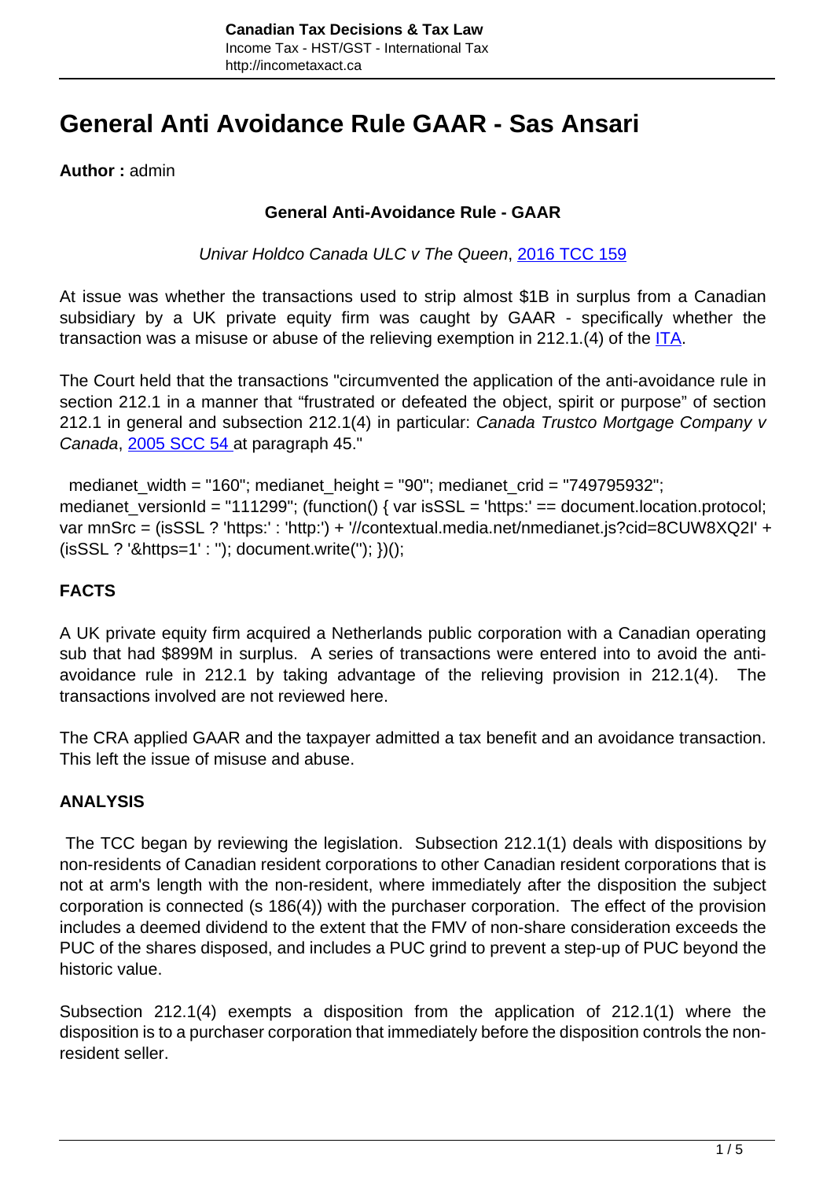# General Anti Avoidance Rule GAAR - Sas Ansari

**Author :** admin

**General Anti-Avoidance Rule - GAAR**

*Univar Holdco Canada ULC v The Queen*, 2016 TCC 159

At issue was whether the transactions used to strip almost $1B in surplus from a Canadian subsidiary by a UK private equity firm was caught by GAAR - specifically whether the transaction was a misuse or abuse of the relieving exemption in 212.1(4) of the ITA.

The Court held that the transactions "circumvented the application of the anti-avoidance rule in section 212.1 in a manner that "frustrated or defeated the object, spirit or purpose" of section 212.1 in general and subsection 212.1(4) in particular: *Canada Trustco Mortgage Company v Canada*, 2005 SCC 54 at paragraph 45."

```
medianet_width = "160"; medianet_height = "90"; medianet_crid = "749795932";
medianet_versionId = "111299"; (function() { var isSSL = 'https:' == document.location.protocol;
var mnSrc = (isSSL ? 'https:' : 'http:') + '//contextual.media.net/nmedianet.js?cid=8CUW8XQ2I' +
(isSSL ? '&https=1' : ''); document.write(''); })();
```

**FACTS**

A UK private equity firm acquired a Netherlands public corporation with a Canadian operating sub that had $899M in surplus. A series of transactions were entered into to avoid the anti-avoidance rule in 212.1 by taking advantage of the relieving provision in 212.1(4). The transactions involved are not reviewed here.

The CRA applied GAAR and the taxpayer admitted a tax benefit and an avoidance transaction. This left the issue of misuse and abuse.

**ANALYSIS**

The TCC began by reviewing the legislation. Subsection 212.1(1) deals with dispositions by non-residents of Canadian resident corporations to other Canadian resident corporations that is not at arm's length with the non-resident, where immediately after the disposition the subject corporation is connected (s 186(4)) with the purchaser corporation. The effect of the provision includes a deemed dividend to the extent that the FMV of non-share consideration exceeds the PUC of the shares disposed, and includes a PUC grind to prevent a step-up of PUC beyond the historic value.

Subsection 212.1(4) exempts a disposition from the application of 212.1(1) where the disposition is to a purchaser corporation that immediately before the disposition controls the non-resident seller.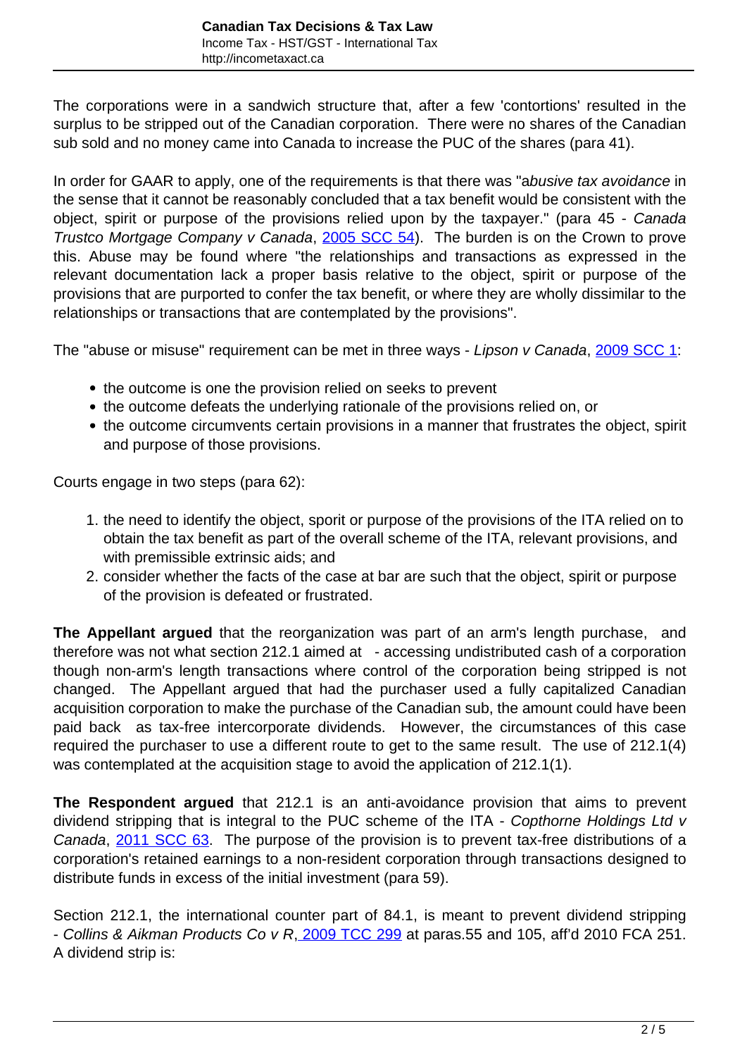The corporations were in a sandwich structure that, after a few 'contortions' resulted in the surplus to be stripped out of the Canadian corporation. There were no shares of the Canadian sub sold and no money came into Canada to increase the PUC of the shares (para 41).

In order for GAAR to apply, one of the requirements is that there was "a*busive tax avoidance* in the sense that it cannot be reasonably concluded that a tax benefit would be consistent with the object, spirit or purpose of the provisions relied upon by the taxpayer." (para 45 - *Canada Trustco Mortgage Company v Canada*, [2005 SCC 54](#)). The burden is on the Crown to prove this. Abuse may be found where "the relationships and transactions as expressed in the relevant documentation lack a proper basis relative to the object, spirit or purpose of the provisions that are purported to confer the tax benefit, or where they are wholly dissimilar to the relationships or transactions that are contemplated by the provisions".

The "abuse or misuse" requirement can be met in three ways - *Lipson v Canada*, [2009 SCC 1](#):

- the outcome is one the provision relied on seeks to prevent
- the outcome defeats the underlying rationale of the provisions relied on, or
- the outcome circumvents certain provisions in a manner that frustrates the object, spirit and purpose of those provisions.

Courts engage in two steps (para 62):

1. the need to identify the object, sporit or purpose of the provisions of the ITA relied on to obtain the tax benefit as part of the overall scheme of the ITA, relevant provisions, and with premissible extrinsic aids; and
2. consider whether the facts of the case at bar are such that the object, spirit or purpose of the provision is defeated or frustrated.

**The Appellant argued** that the reorganization was part of an arm's length purchase, and therefore was not what section 212.1 aimed at - accessing undistributed cash of a corporation though non-arm's length transactions where control of the corporation being stripped is not changed. The Appellant argued that had the purchaser used a fully capitalized Canadian acquisition corporation to make the purchase of the Canadian sub, the amount could have been paid back as tax-free intercorporate dividends. However, the circumstances of this case required the purchaser to use a different route to get to the same result. The use of 212.1(4) was contemplated at the acquisition stage to avoid the application of 212.1(1).

**The Respondent argued** that 212.1 is an anti-avoidance provision that aims to prevent dividend stripping that is integral to the PUC scheme of the ITA - *Copthorne Holdings Ltd v Canada*, [2011 SCC 63](#). The purpose of the provision is to prevent tax-free distributions of a corporation's retained earnings to a non-resident corporation through transactions designed to distribute funds in excess of the initial investment (para 59).

Section 212.1, the international counter part of 84.1, is meant to prevent dividend stripping - *Collins & Aikman Products Co v R*, [2009 TCC 299](#) at paras.55 and 105, aff'd 2010 FCA 251. A dividend strip is: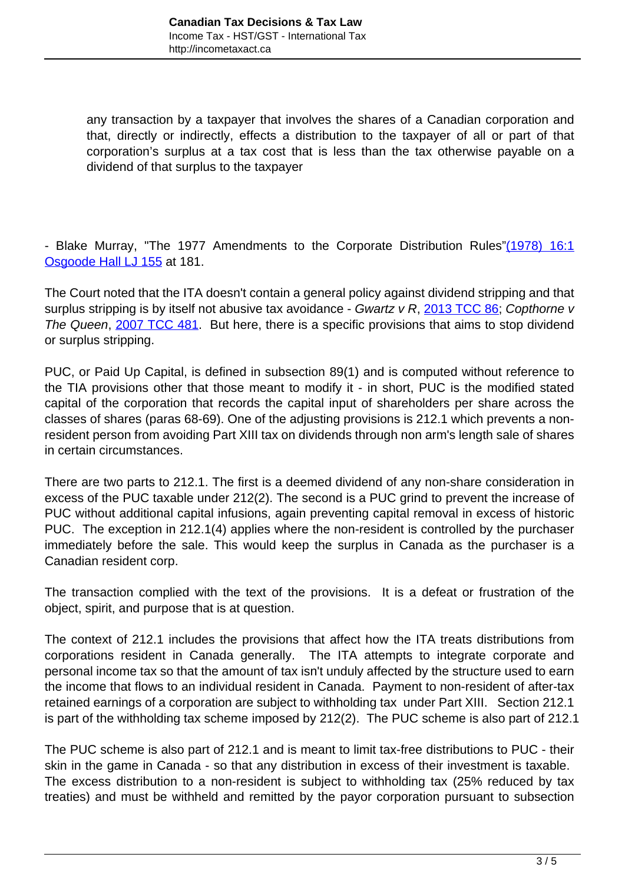> any transaction by a taxpayer that involves the shares of a Canadian corporation and that, directly or indirectly, effects a distribution to the taxpayer of all or part of that corporation's surplus at a tax cost that is less than the tax otherwise payable on a dividend of that surplus to the taxpayer

- Blake Murray, "The 1977 Amendments to the Corporate Distribution Rules"[(1978) 16:1 Osgoode Hall LJ 155](#) at 181.

The Court noted that the ITA doesn't contain a general policy against dividend stripping and that surplus stripping is by itself not abusive tax avoidance - *Gwartz v R*, [2013 TCC 86](#); *Copthorne v The Queen*, [2007 TCC 481](#). But here, there is a specific provisions that aims to stop dividend or surplus stripping.

PUC, or Paid Up Capital, is defined in subsection 89(1) and is computed without reference to the TIA provisions other that those meant to modify it - in short, PUC is the modified stated capital of the corporation that records the capital input of shareholders per share across the classes of shares (paras 68-69). One of the adjusting provisions is 212.1 which prevents a non-resident person from avoiding Part XIII tax on dividends through non arm's length sale of shares in certain circumstances.

There are two parts to 212.1. The first is a deemed dividend of any non-share consideration in excess of the PUC taxable under 212(2). The second is a PUC grind to prevent the increase of PUC without additional capital infusions, again preventing capital removal in excess of historic PUC. The exception in 212.1(4) applies where the non-resident is controlled by the purchaser immediately before the sale. This would keep the surplus in Canada as the purchaser is a Canadian resident corp.

The transaction complied with the text of the provisions. It is a defeat or frustration of the object, spirit, and purpose that is at question.

The context of 212.1 includes the provisions that affect how the ITA treats distributions from corporations resident in Canada generally. The ITA attempts to integrate corporate and personal income tax so that the amount of tax isn't unduly affected by the structure used to earn the income that flows to an individual resident in Canada. Payment to non-resident of after-tax retained earnings of a corporation are subject to withholding tax under Part XIII. Section 212.1 is part of the withholding tax scheme imposed by 212(2). The PUC scheme is also part of 212.1

The PUC scheme is also part of 212.1 and is meant to limit tax-free distributions to PUC - their skin in the game in Canada - so that any distribution in excess of their investment is taxable. The excess distribution to a non-resident is subject to withholding tax (25% reduced by tax treaties) and must be withheld and remitted by the payor corporation pursuant to subsection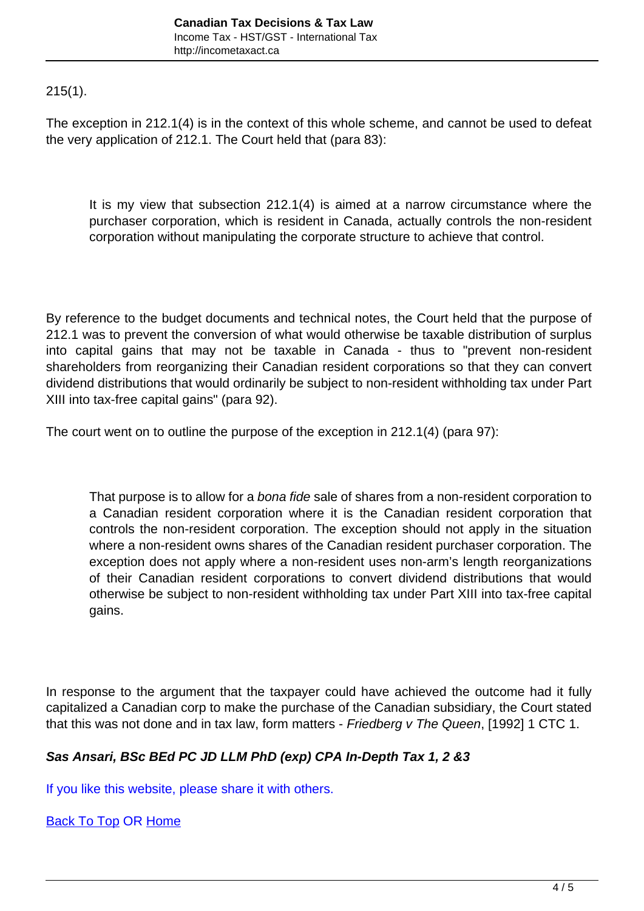215(1).

The exception in 212.1(4) is in the context of this whole scheme, and cannot be used to defeat the very application of 212.1. The Court held that (para 83):

> It is my view that subsection 212.1(4) is aimed at a narrow circumstance where the purchaser corporation, which is resident in Canada, actually controls the non-resident corporation without manipulating the corporate structure to achieve that control.

By reference to the budget documents and technical notes, the Court held that the purpose of 212.1 was to prevent the conversion of what would otherwise be taxable distribution of surplus into capital gains that may not be taxable in Canada - thus to "prevent non-resident shareholders from reorganizing their Canadian resident corporations so that they can convert dividend distributions that would ordinarily be subject to non-resident withholding tax under Part XIII into tax-free capital gains" (para 92).

The court went on to outline the purpose of the exception in 212.1(4) (para 97):

> That purpose is to allow for a *bona fide* sale of shares from a non-resident corporation to a Canadian resident corporation where it is the Canadian resident corporation that controls the non-resident corporation. The exception should not apply in the situation where a non-resident owns shares of the Canadian resident purchaser corporation. The exception does not apply where a non-resident uses non-arm's length reorganizations of their Canadian resident corporations to convert dividend distributions that would otherwise be subject to non-resident withholding tax under Part XIII into tax-free capital gains.

In response to the argument that the taxpayer could have achieved the outcome had it fully capitalized a Canadian corp to make the purchase of the Canadian subsidiary, the Court stated that this was not done and in tax law, form matters - *Friedberg v The Queen*, [1992] 1 CTC 1.

***Sas Ansari, BSc BEd PC JD LLM PhD (exp) CPA In-Depth Tax 1, 2 &3***

If you like this website, please share it with others.

Back To Top OR Home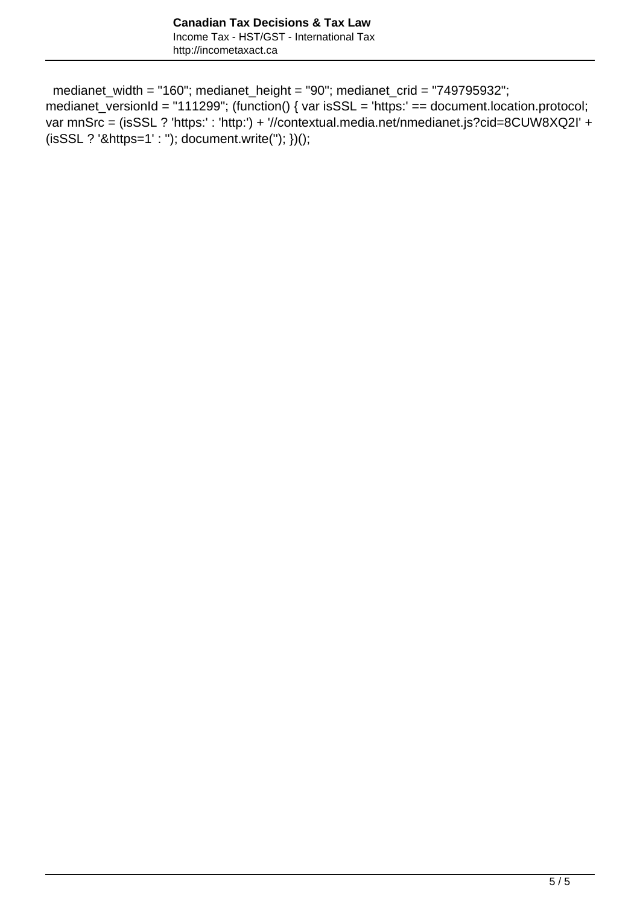medianet_width = "160"; medianet_height = "90"; medianet_crid = "749795932"; medianet_versionId = "111299"; (function() { var isSSL = 'https:' == document.location.protocol; var mnSrc = (isSSL ? 'https:' : 'http:') + '//contextual.media.net/nmedianet.js?cid=8CUW8XQ2I' + (isSSL ? '&https=1' : ''); document.write(''); })();